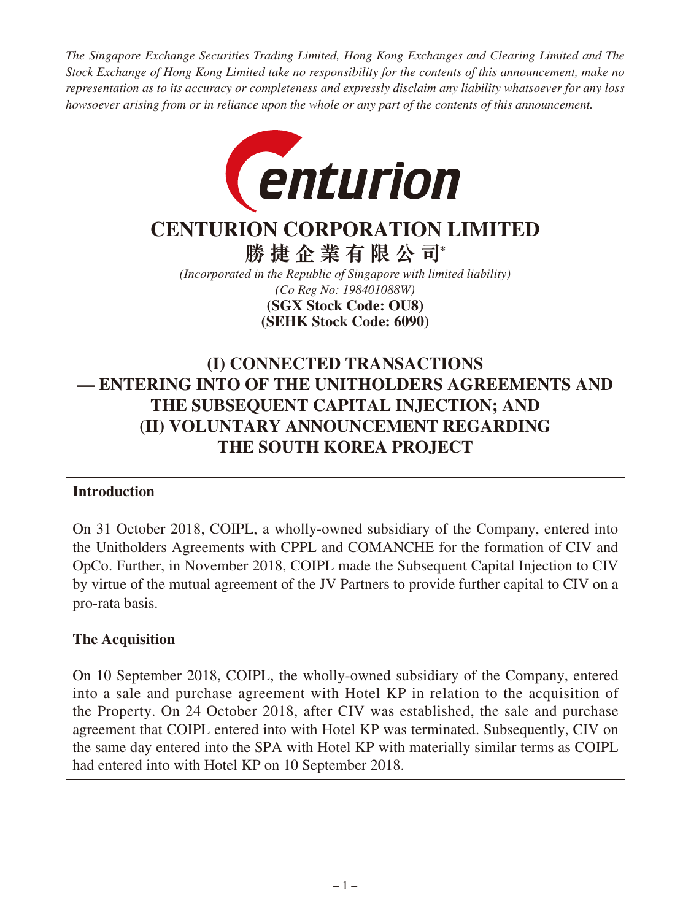*The Singapore Exchange Securities Trading Limited, Hong Kong Exchanges and Clearing Limited and The Stock Exchange of Hong Kong Limited take no responsibility for the contents of this announcement, make no representation as to its accuracy or completeness and expressly disclaim any liability whatsoever for any loss howsoever arising from or in reliance upon the whole or any part of the contents of this announcement.*

# CENTURION CORPORATION LIMITED

## 勝捷企業有限公司*

*(Incorporated in the Republic of Singapore with limited liability)*
*(Co Reg No: 198401088W)*
**(SGX Stock Code: OU8)**
**(SEHK Stock Code: 6090)**

# (I) CONNECTED TRANSACTIONS — ENTERING INTO OF THE UNITHOLDERS AGREEMENTS AND THE SUBSEQUENT CAPITAL INJECTION; AND (II) VOLUNTARY ANNOUNCEMENT REGARDING THE SOUTH KOREA PROJECT

**Introduction**

On 31 October 2018, COIPL, a wholly-owned subsidiary of the Company, entered into the Unitholders Agreements with CPPL and COMANCHE for the formation of CIV and OpCo. Further, in November 2018, COIPL made the Subsequent Capital Injection to CIV by virtue of the mutual agreement of the JV Partners to provide further capital to CIV on a pro-rata basis.

**The Acquisition**

On 10 September 2018, COIPL, the wholly-owned subsidiary of the Company, entered into a sale and purchase agreement with Hotel KP in relation to the acquisition of the Property. On 24 October 2018, after CIV was established, the sale and purchase agreement that COIPL entered into with Hotel KP was terminated. Subsequently, CIV on the same day entered into the SPA with Hotel KP with materially similar terms as COIPL had entered into with Hotel KP on 10 September 2018.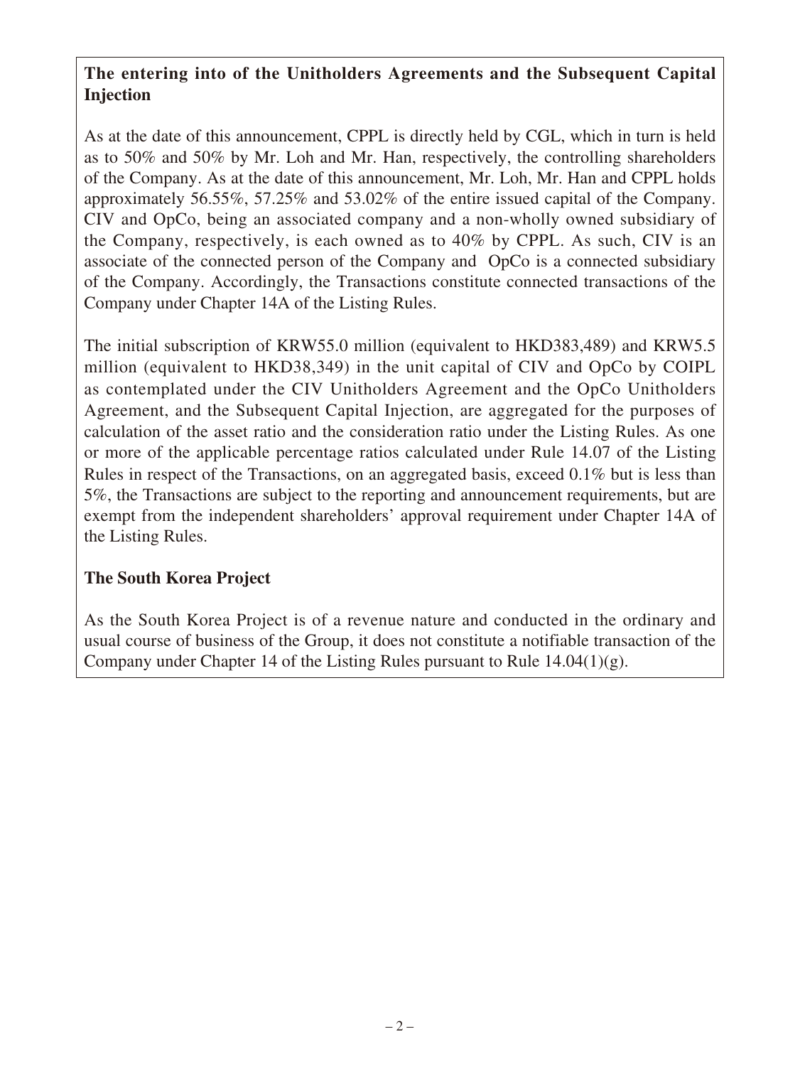**The entering into of the Unitholders Agreements and the Subsequent Capital Injection**

As at the date of this announcement, CPPL is directly held by CGL, which in turn is held as to 50% and 50% by Mr. Loh and Mr. Han, respectively, the controlling shareholders of the Company. As at the date of this announcement, Mr. Loh, Mr. Han and CPPL holds approximately 56.55%, 57.25% and 53.02% of the entire issued capital of the Company. CIV and OpCo, being an associated company and a non-wholly owned subsidiary of the Company, respectively, is each owned as to 40% by CPPL. As such, CIV is an associate of the connected person of the Company and OpCo is a connected subsidiary of the Company. Accordingly, the Transactions constitute connected transactions of the Company under Chapter 14A of the Listing Rules.

The initial subscription of KRW55.0 million (equivalent to HKD383,489) and KRW5.5 million (equivalent to HKD38,349) in the unit capital of CIV and OpCo by COIPL as contemplated under the CIV Unitholders Agreement and the OpCo Unitholders Agreement, and the Subsequent Capital Injection, are aggregated for the purposes of calculation of the asset ratio and the consideration ratio under the Listing Rules. As one or more of the applicable percentage ratios calculated under Rule 14.07 of the Listing Rules in respect of the Transactions, on an aggregated basis, exceed 0.1% but is less than 5%, the Transactions are subject to the reporting and announcement requirements, but are exempt from the independent shareholders' approval requirement under Chapter 14A of the Listing Rules.

**The South Korea Project**

As the South Korea Project is of a revenue nature and conducted in the ordinary and usual course of business of the Group, it does not constitute a notifiable transaction of the Company under Chapter 14 of the Listing Rules pursuant to Rule 14.04(1)(g).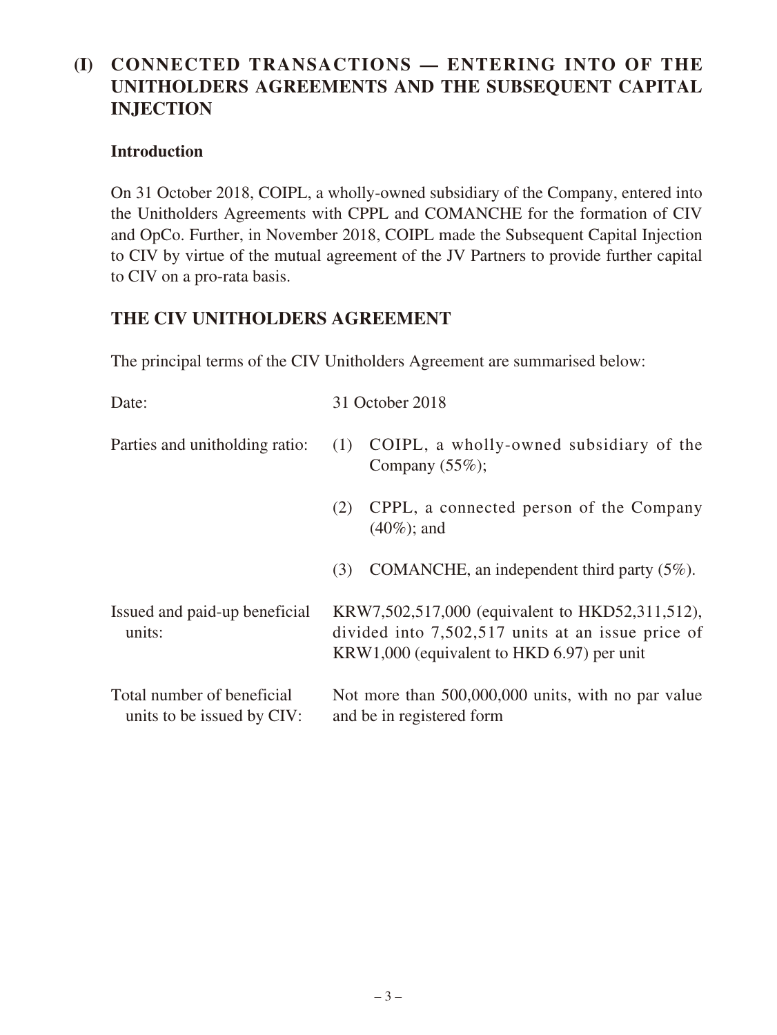## (I) CONNECTED TRANSACTIONS — ENTERING INTO OF THE UNITHOLDERS AGREEMENTS AND THE SUBSEQUENT CAPITAL INJECTION

### Introduction

On 31 October 2018, COIPL, a wholly-owned subsidiary of the Company, entered into the Unitholders Agreements with CPPL and COMANCHE for the formation of CIV and OpCo. Further, in November 2018, COIPL made the Subsequent Capital Injection to CIV by virtue of the mutual agreement of the JV Partners to provide further capital to CIV on a pro-rata basis.

## THE CIV UNITHOLDERS AGREEMENT

The principal terms of the CIV Unitholders Agreement are summarised below:

| | |
|---|---|
| Date: | 31 October 2018 |
| Parties and unitholding ratio: | (1) COIPL, a wholly-owned subsidiary of the Company (55%);<br>(2) CPPL, a connected person of the Company (40%); and<br>(3) COMANCHE, an independent third party (5%). |
| Issued and paid-up beneficial units: | KRW7,502,517,000 (equivalent to HKD52,311,512), divided into 7,502,517 units at an issue price of KRW1,000 (equivalent to HKD 6.97) per unit |
| Total number of beneficial units to be issued by CIV: | Not more than 500,000,000 units, with no par value and be in registered form |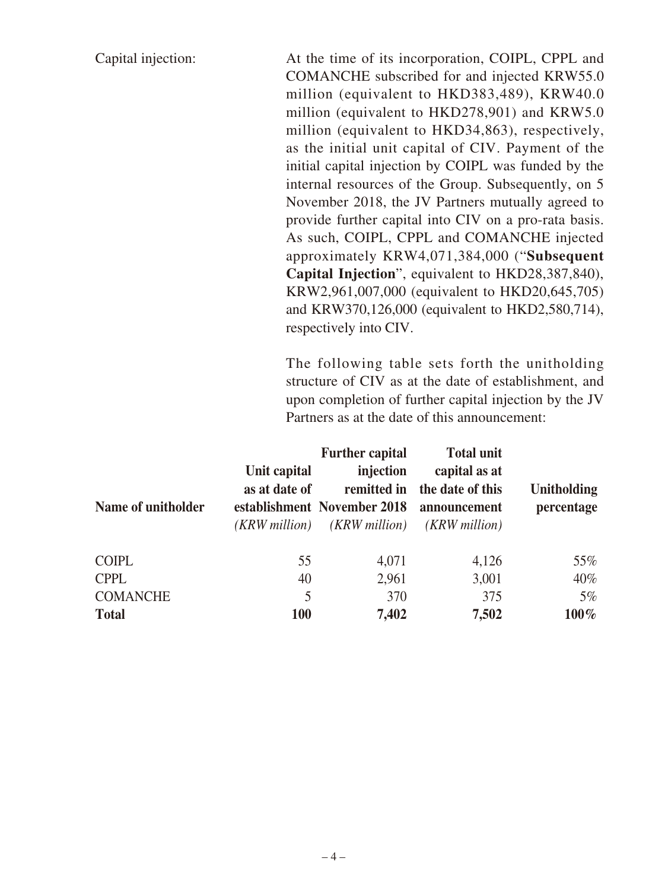Capital injection: At the time of its incorporation, COIPL, CPPL and COMANCHE subscribed for and injected KRW55.0 million (equivalent to HKD383,489), KRW40.0 million (equivalent to HKD278,901) and KRW5.0 million (equivalent to HKD34,863), respectively, as the initial unit capital of CIV. Payment of the initial capital injection by COIPL was funded by the internal resources of the Group. Subsequently, on 5 November 2018, the JV Partners mutually agreed to provide further capital into CIV on a pro-rata basis. As such, COIPL, CPPL and COMANCHE injected approximately KRW4,071,384,000 ("**Subsequent Capital Injection**", equivalent to HKD28,387,840), KRW2,961,007,000 (equivalent to HKD20,645,705) and KRW370,126,000 (equivalent to HKD2,580,714), respectively into CIV.

The following table sets forth the unitholding structure of CIV as at the date of establishment, and upon completion of further capital injection by the JV Partners as at the date of this announcement:

| **Name of unitholder** | **Unit capital as at date of establishment** *(KRW million)* | **Further capital injection remitted in November 2018** *(KRW million)* | **Total unit capital as at the date of this announcement** *(KRW million)* | **Unitholding percentage** |
|---|---|---|---|---|
| COIPL | 55 | 4,071 | 4,126 | 55% |
| CPPL | 40 | 2,961 | 3,001 | 40% |
| COMANCHE | 5 | 370 | 375 | 5% |
| **Total** | **100** | **7,402** | **7,502** | **100%** |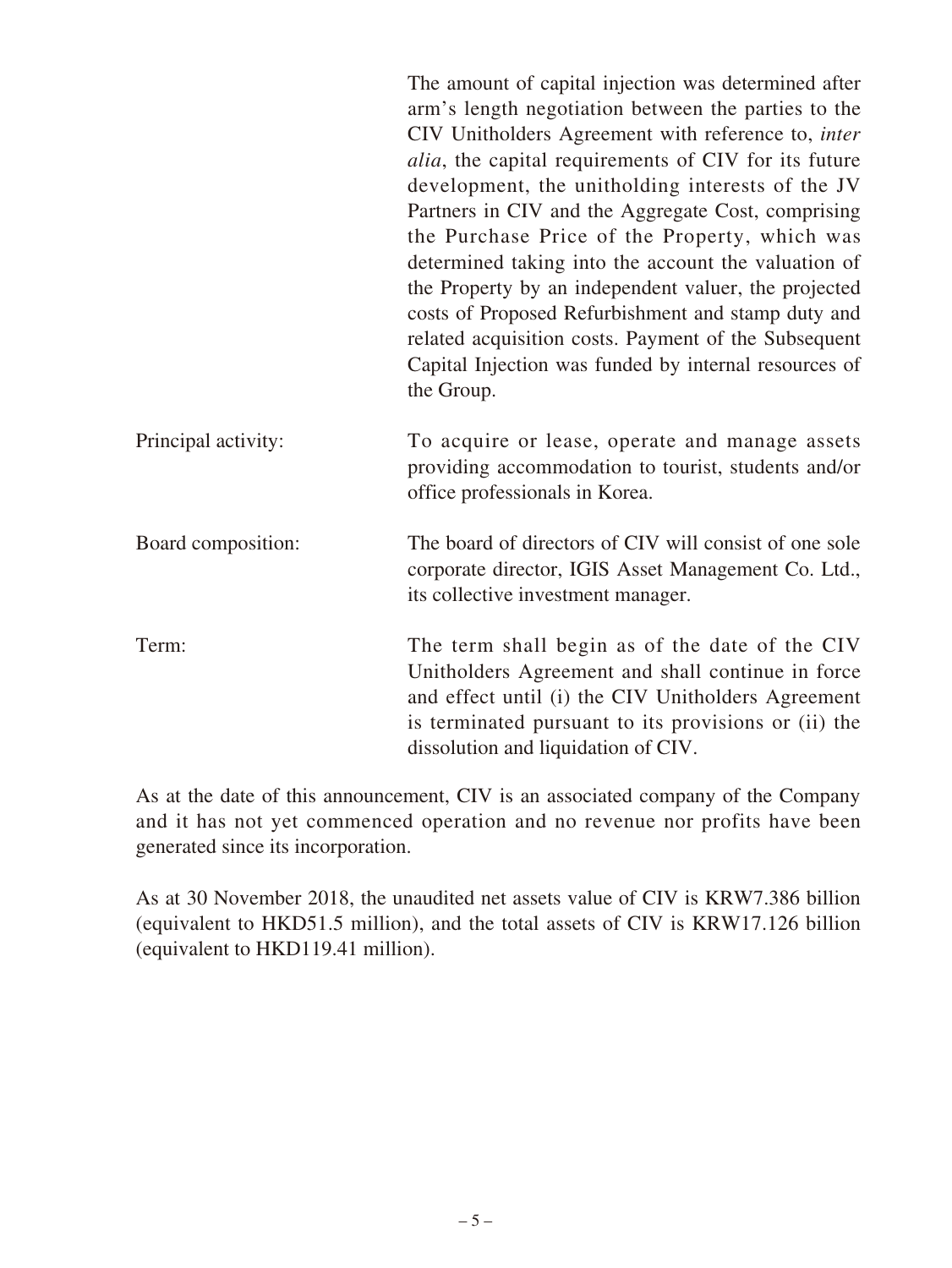| | |
|---|---|
| | The amount of capital injection was determined after arm's length negotiation between the parties to the CIV Unitholders Agreement with reference to, *inter alia*, the capital requirements of CIV for its future development, the unitholding interests of the JV Partners in CIV and the Aggregate Cost, comprising the Purchase Price of the Property, which was determined taking into the account the valuation of the Property by an independent valuer, the projected costs of Proposed Refurbishment and stamp duty and related acquisition costs. Payment of the Subsequent Capital Injection was funded by internal resources of the Group. |
| Principal activity: | To acquire or lease, operate and manage assets providing accommodation to tourist, students and/or office professionals in Korea. |
| Board composition: | The board of directors of CIV will consist of one sole corporate director, IGIS Asset Management Co. Ltd., its collective investment manager. |
| Term: | The term shall begin as of the date of the CIV Unitholders Agreement and shall continue in force and effect until (i) the CIV Unitholders Agreement is terminated pursuant to its provisions or (ii) the dissolution and liquidation of CIV. |

As at the date of this announcement, CIV is an associated company of the Company and it has not yet commenced operation and no revenue nor profits have been generated since its incorporation.

As at 30 November 2018, the unaudited net assets value of CIV is KRW7.386 billion (equivalent to HKD51.5 million), and the total assets of CIV is KRW17.126 billion (equivalent to HKD119.41 million).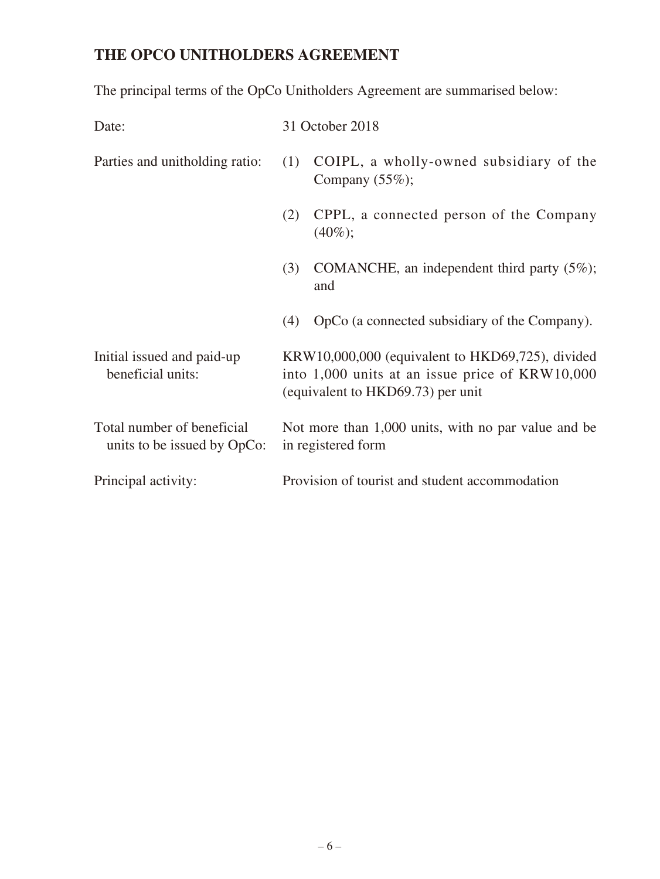## THE OPCO UNITHOLDERS AGREEMENT

The principal terms of the OpCo Unitholders Agreement are summarised below:

| | |
|---|---|
| Date: | 31 October 2018 |
| Parties and unitholding ratio: | (1) COIPL, a wholly-owned subsidiary of the Company (55%);<br>(2) CPPL, a connected person of the Company (40%);<br>(3) COMANCHE, an independent third party (5%); and<br>(4) OpCo (a connected subsidiary of the Company). |
| Initial issued and paid-up beneficial units: | KRW10,000,000 (equivalent to HKD69,725), divided into 1,000 units at an issue price of KRW10,000 (equivalent to HKD69.73) per unit |
| Total number of beneficial units to be issued by OpCo: | Not more than 1,000 units, with no par value and be in registered form |
| Principal activity: | Provision of tourist and student accommodation |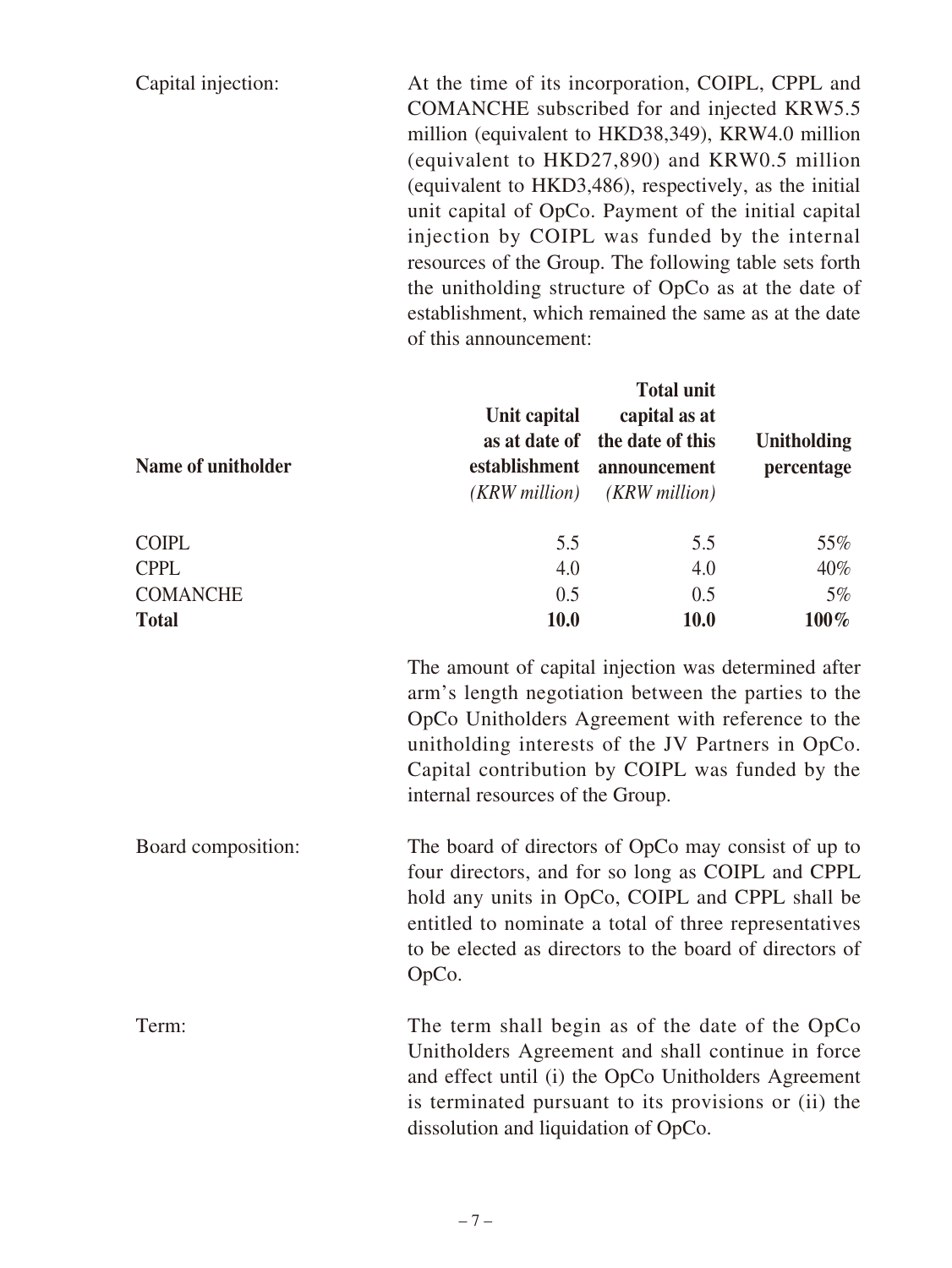Capital injection: At the time of its incorporation, COIPL, CPPL and COMANCHE subscribed for and injected KRW5.5 million (equivalent to HKD38,349), KRW4.0 million (equivalent to HKD27,890) and KRW0.5 million (equivalent to HKD3,486), respectively, as the initial unit capital of OpCo. Payment of the initial capital injection by COIPL was funded by the internal resources of the Group. The following table sets forth the unitholding structure of OpCo as at the date of establishment, which remained the same as at the date of this announcement:

| **Name of unitholder** | **Unit capital as at date of establishment** *(KRW million)* | **Total unit capital as at the date of this announcement** *(KRW million)* | **Unitholding percentage** |
|---|---|---|---|
| COIPL | 5.5 | 5.5 | 55% |
| CPPL | 4.0 | 4.0 | 40% |
| COMANCHE | 0.5 | 0.5 | 5% |
| **Total** | **10.0** | **10.0** | **100%** |

The amount of capital injection was determined after arm's length negotiation between the parties to the OpCo Unitholders Agreement with reference to the unitholding interests of the JV Partners in OpCo. Capital contribution by COIPL was funded by the internal resources of the Group.

Board composition: The board of directors of OpCo may consist of up to four directors, and for so long as COIPL and CPPL hold any units in OpCo, COIPL and CPPL shall be entitled to nominate a total of three representatives to be elected as directors to the board of directors of OpCo.

Term: The term shall begin as of the date of the OpCo Unitholders Agreement and shall continue in force and effect until (i) the OpCo Unitholders Agreement is terminated pursuant to its provisions or (ii) the dissolution and liquidation of OpCo.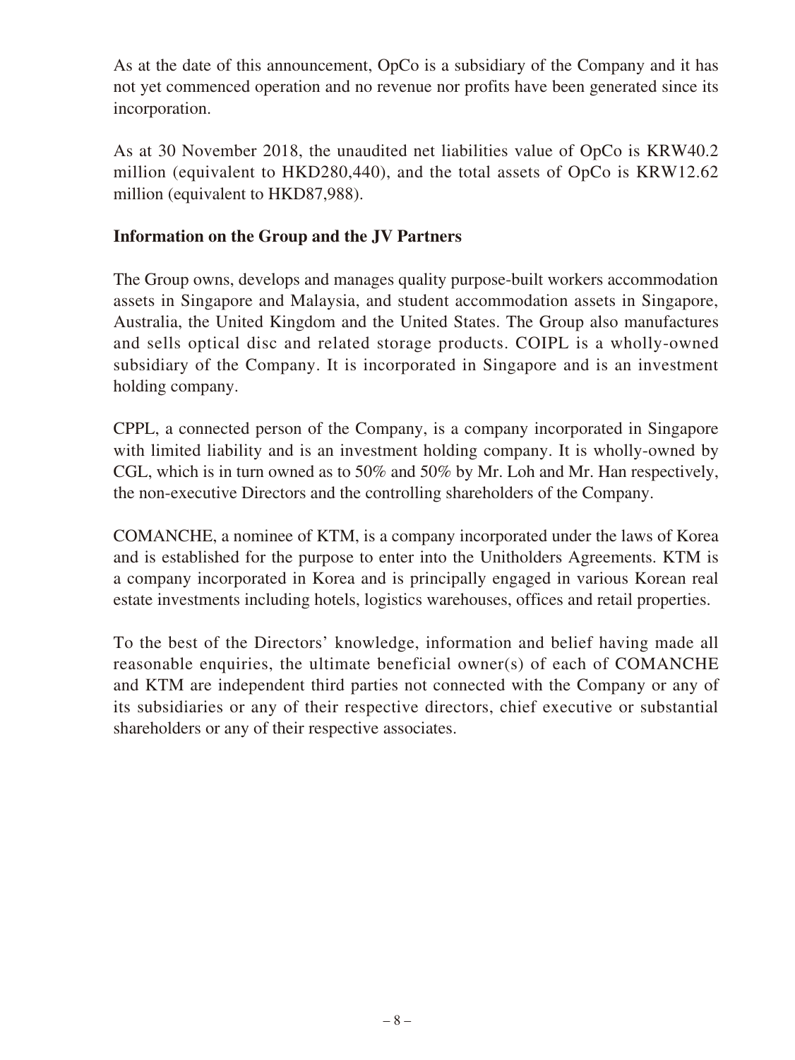As at the date of this announcement, OpCo is a subsidiary of the Company and it has not yet commenced operation and no revenue nor profits have been generated since its incorporation.

As at 30 November 2018, the unaudited net liabilities value of OpCo is KRW40.2 million (equivalent to HKD280,440), and the total assets of OpCo is KRW12.62 million (equivalent to HKD87,988).

**Information on the Group and the JV Partners**

The Group owns, develops and manages quality purpose-built workers accommodation assets in Singapore and Malaysia, and student accommodation assets in Singapore, Australia, the United Kingdom and the United States. The Group also manufactures and sells optical disc and related storage products. COIPL is a wholly-owned subsidiary of the Company. It is incorporated in Singapore and is an investment holding company.

CPPL, a connected person of the Company, is a company incorporated in Singapore with limited liability and is an investment holding company. It is wholly-owned by CGL, which is in turn owned as to 50% and 50% by Mr. Loh and Mr. Han respectively, the non-executive Directors and the controlling shareholders of the Company.

COMANCHE, a nominee of KTM, is a company incorporated under the laws of Korea and is established for the purpose to enter into the Unitholders Agreements. KTM is a company incorporated in Korea and is principally engaged in various Korean real estate investments including hotels, logistics warehouses, offices and retail properties.

To the best of the Directors' knowledge, information and belief having made all reasonable enquiries, the ultimate beneficial owner(s) of each of COMANCHE and KTM are independent third parties not connected with the Company or any of its subsidiaries or any of their respective directors, chief executive or substantial shareholders or any of their respective associates.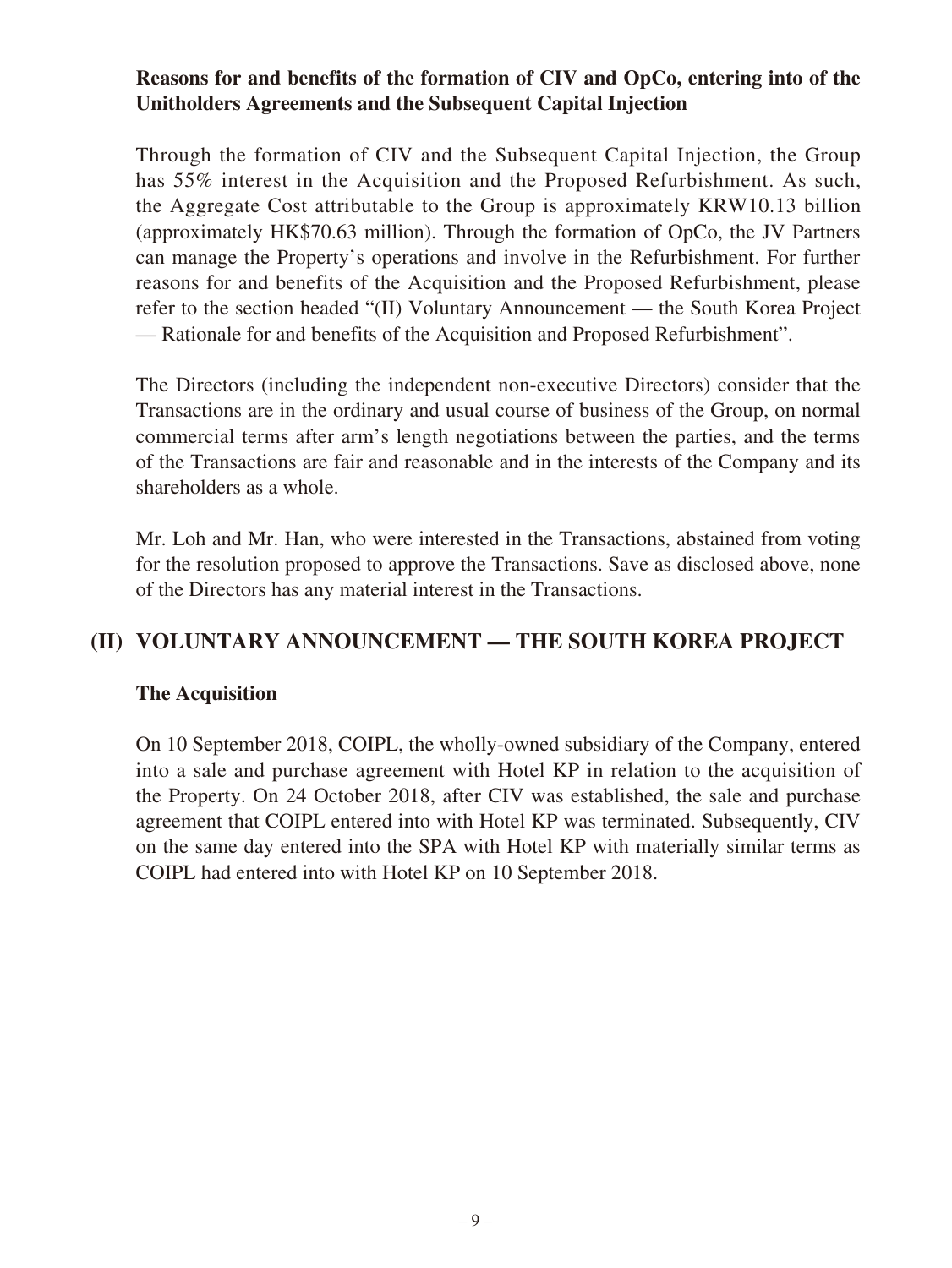**Reasons for and benefits of the formation of CIV and OpCo, entering into of the Unitholders Agreements and the Subsequent Capital Injection**

Through the formation of CIV and the Subsequent Capital Injection, the Group has 55% interest in the Acquisition and the Proposed Refurbishment. As such, the Aggregate Cost attributable to the Group is approximately KRW10.13 billion (approximately HK$70.63 million). Through the formation of OpCo, the JV Partners can manage the Property's operations and involve in the Refurbishment. For further reasons for and benefits of the Acquisition and the Proposed Refurbishment, please refer to the section headed "(II) Voluntary Announcement — the South Korea Project — Rationale for and benefits of the Acquisition and Proposed Refurbishment".

The Directors (including the independent non-executive Directors) consider that the Transactions are in the ordinary and usual course of business of the Group, on normal commercial terms after arm's length negotiations between the parties, and the terms of the Transactions are fair and reasonable and in the interests of the Company and its shareholders as a whole.

Mr. Loh and Mr. Han, who were interested in the Transactions, abstained from voting for the resolution proposed to approve the Transactions. Save as disclosed above, none of the Directors has any material interest in the Transactions.

## (II) VOLUNTARY ANNOUNCEMENT — THE SOUTH KOREA PROJECT

**The Acquisition**

On 10 September 2018, COIPL, the wholly-owned subsidiary of the Company, entered into a sale and purchase agreement with Hotel KP in relation to the acquisition of the Property. On 24 October 2018, after CIV was established, the sale and purchase agreement that COIPL entered into with Hotel KP was terminated. Subsequently, CIV on the same day entered into the SPA with Hotel KP with materially similar terms as COIPL had entered into with Hotel KP on 10 September 2018.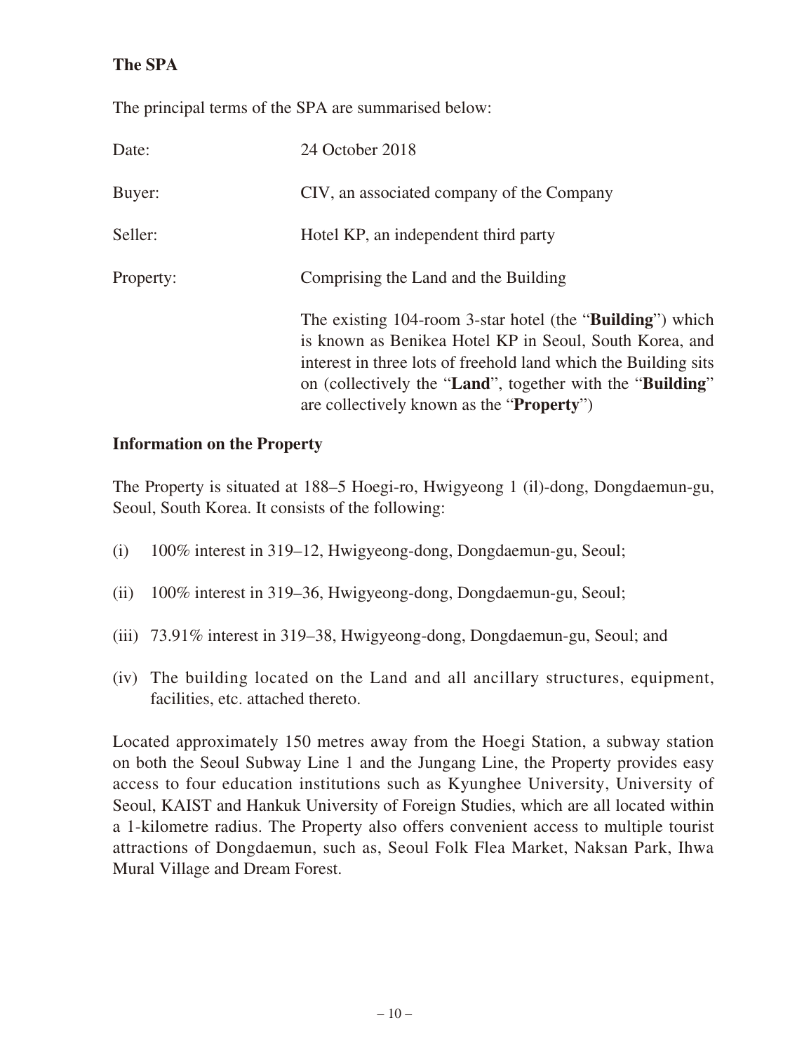**The SPA**

The principal terms of the SPA are summarised below:

| | |
|---|---|
| Date: | 24 October 2018 |
| Buyer: | CIV, an associated company of the Company |
| Seller: | Hotel KP, an independent third party |
| Property: | Comprising the Land and the Building<br><br>The existing 104-room 3-star hotel (the "**Building**") which is known as Benikea Hotel KP in Seoul, South Korea, and interest in three lots of freehold land which the Building sits on (collectively the "**Land**", together with the "**Building**" are collectively known as the "**Property**") |

**Information on the Property**

The Property is situated at 188–5 Hoegi-ro, Hwigyeong 1 (il)-dong, Dongdaemun-gu, Seoul, South Korea. It consists of the following:

(i) 100% interest in 319–12, Hwigyeong-dong, Dongdaemun-gu, Seoul;

(ii) 100% interest in 319–36, Hwigyeong-dong, Dongdaemun-gu, Seoul;

(iii) 73.91% interest in 319–38, Hwigyeong-dong, Dongdaemun-gu, Seoul; and

(iv) The building located on the Land and all ancillary structures, equipment, facilities, etc. attached thereto.

Located approximately 150 metres away from the Hoegi Station, a subway station on both the Seoul Subway Line 1 and the Jungang Line, the Property provides easy access to four education institutions such as Kyunghee University, University of Seoul, KAIST and Hankuk University of Foreign Studies, which are all located within a 1-kilometre radius. The Property also offers convenient access to multiple tourist attractions of Dongdaemun, such as, Seoul Folk Flea Market, Naksan Park, Ihwa Mural Village and Dream Forest.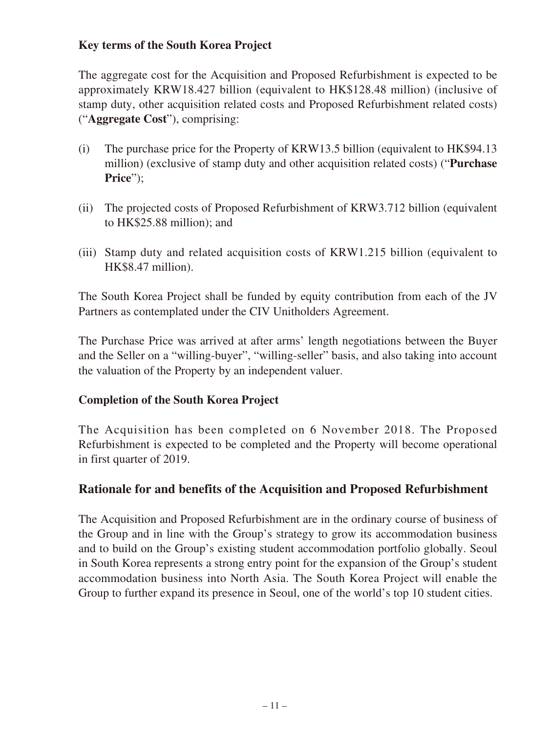### Key terms of the South Korea Project

The aggregate cost for the Acquisition and Proposed Refurbishment is expected to be approximately KRW18.427 billion (equivalent to HK$128.48 million) (inclusive of stamp duty, other acquisition related costs and Proposed Refurbishment related costs) ("**Aggregate Cost**"), comprising:

(i) The purchase price for the Property of KRW13.5 billion (equivalent to HK$94.13 million) (exclusive of stamp duty and other acquisition related costs) ("**Purchase Price**");

(ii) The projected costs of Proposed Refurbishment of KRW3.712 billion (equivalent to HK$25.88 million); and

(iii) Stamp duty and related acquisition costs of KRW1.215 billion (equivalent to HK$8.47 million).

The South Korea Project shall be funded by equity contribution from each of the JV Partners as contemplated under the CIV Unitholders Agreement.

The Purchase Price was arrived at after arms' length negotiations between the Buyer and the Seller on a "willing-buyer", "willing-seller" basis, and also taking into account the valuation of the Property by an independent valuer.

### Completion of the South Korea Project

The Acquisition has been completed on 6 November 2018. The Proposed Refurbishment is expected to be completed and the Property will become operational in first quarter of 2019.

## Rationale for and benefits of the Acquisition and Proposed Refurbishment

The Acquisition and Proposed Refurbishment are in the ordinary course of business of the Group and in line with the Group's strategy to grow its accommodation business and to build on the Group's existing student accommodation portfolio globally. Seoul in South Korea represents a strong entry point for the expansion of the Group's student accommodation business into North Asia. The South Korea Project will enable the Group to further expand its presence in Seoul, one of the world's top 10 student cities.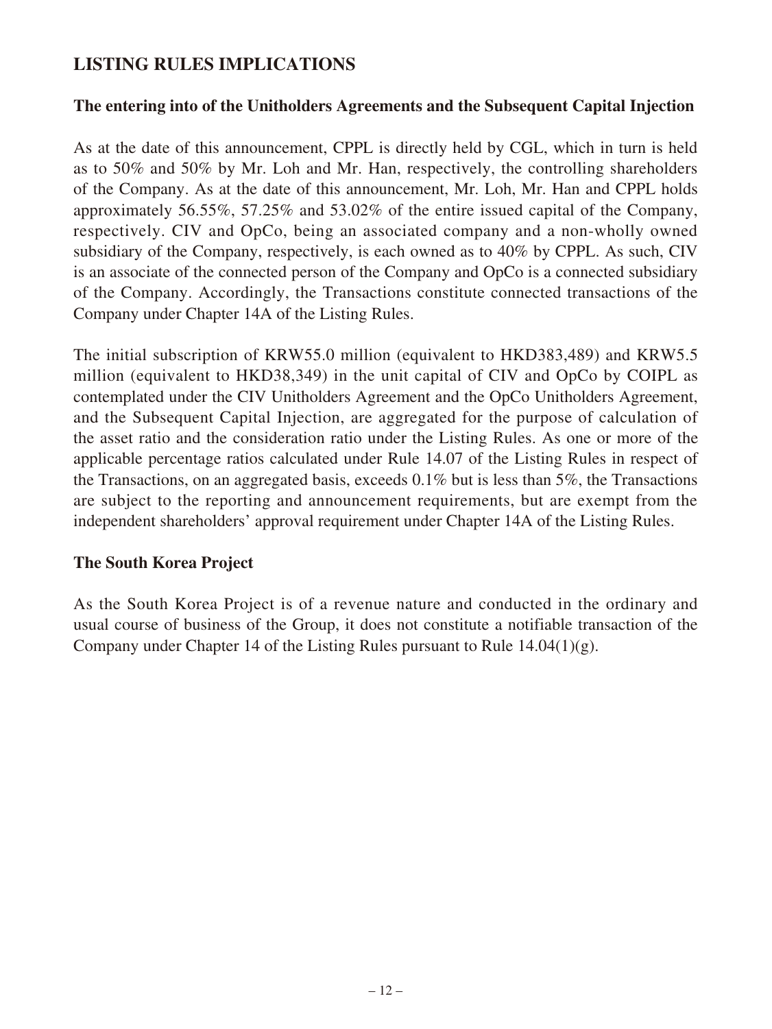## LISTING RULES IMPLICATIONS

### The entering into of the Unitholders Agreements and the Subsequent Capital Injection

As at the date of this announcement, CPPL is directly held by CGL, which in turn is held as to 50% and 50% by Mr. Loh and Mr. Han, respectively, the controlling shareholders of the Company. As at the date of this announcement, Mr. Loh, Mr. Han and CPPL holds approximately 56.55%, 57.25% and 53.02% of the entire issued capital of the Company, respectively. CIV and OpCo, being an associated company and a non-wholly owned subsidiary of the Company, respectively, is each owned as to 40% by CPPL. As such, CIV is an associate of the connected person of the Company and OpCo is a connected subsidiary of the Company. Accordingly, the Transactions constitute connected transactions of the Company under Chapter 14A of the Listing Rules.

The initial subscription of KRW55.0 million (equivalent to HKD383,489) and KRW5.5 million (equivalent to HKD38,349) in the unit capital of CIV and OpCo by COIPL as contemplated under the CIV Unitholders Agreement and the OpCo Unitholders Agreement, and the Subsequent Capital Injection, are aggregated for the purpose of calculation of the asset ratio and the consideration ratio under the Listing Rules. As one or more of the applicable percentage ratios calculated under Rule 14.07 of the Listing Rules in respect of the Transactions, on an aggregated basis, exceeds 0.1% but is less than 5%, the Transactions are subject to the reporting and announcement requirements, but are exempt from the independent shareholders' approval requirement under Chapter 14A of the Listing Rules.

### The South Korea Project

As the South Korea Project is of a revenue nature and conducted in the ordinary and usual course of business of the Group, it does not constitute a notifiable transaction of the Company under Chapter 14 of the Listing Rules pursuant to Rule 14.04(1)(g).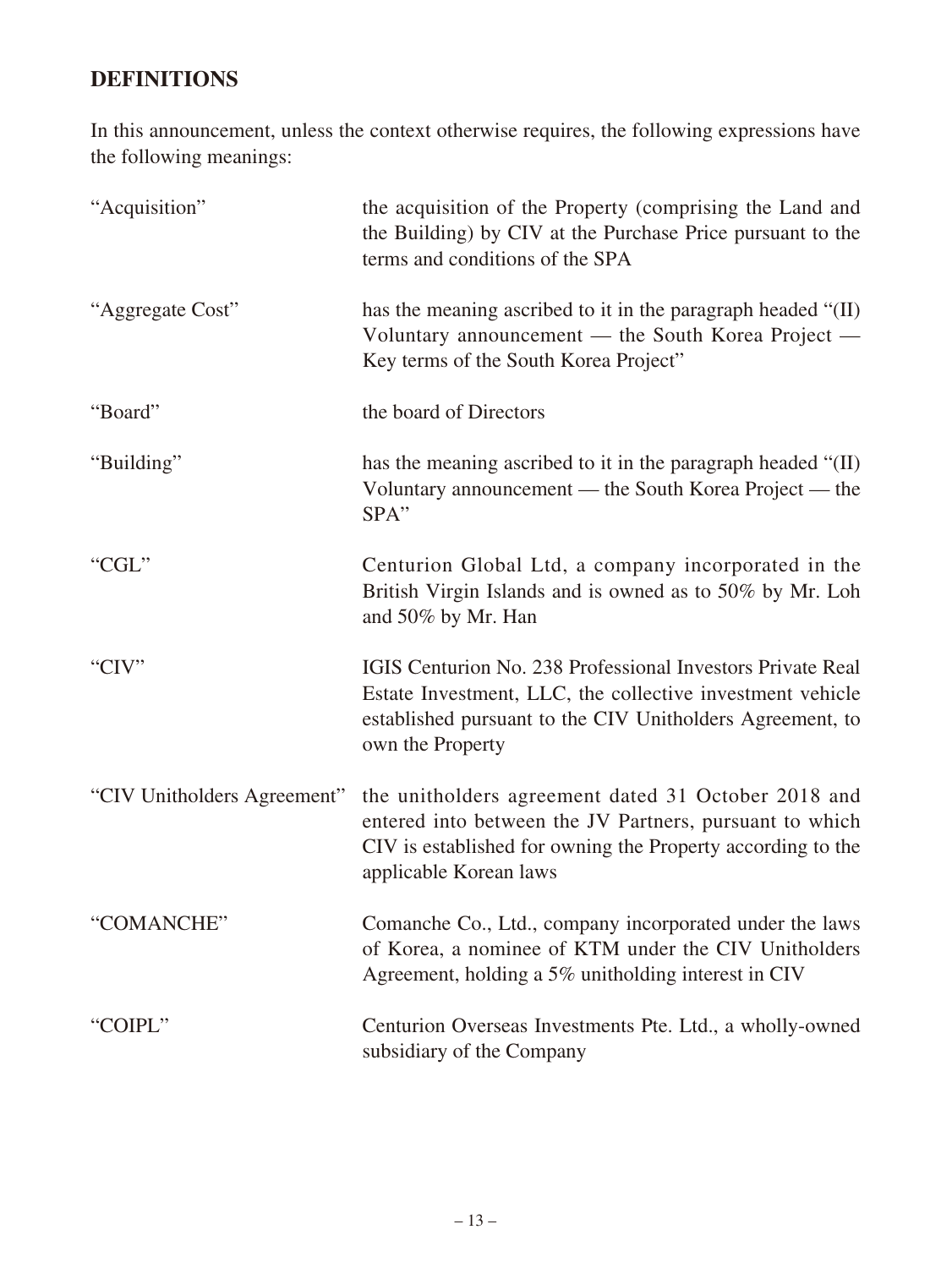## DEFINITIONS

In this announcement, unless the context otherwise requires, the following expressions have the following meanings:

| | |
|---|---|
| "Acquisition" | the acquisition of the Property (comprising the Land and the Building) by CIV at the Purchase Price pursuant to the terms and conditions of the SPA |
| "Aggregate Cost" | has the meaning ascribed to it in the paragraph headed "(II) Voluntary announcement — the South Korea Project — Key terms of the South Korea Project" |
| "Board" | the board of Directors |
| "Building" | has the meaning ascribed to it in the paragraph headed "(II) Voluntary announcement — the South Korea Project — the SPA" |
| "CGL" | Centurion Global Ltd, a company incorporated in the British Virgin Islands and is owned as to 50% by Mr. Loh and 50% by Mr. Han |
| "CIV" | IGIS Centurion No. 238 Professional Investors Private Real Estate Investment, LLC, the collective investment vehicle established pursuant to the CIV Unitholders Agreement, to own the Property |
| "CIV Unitholders Agreement" | the unitholders agreement dated 31 October 2018 and entered into between the JV Partners, pursuant to which CIV is established for owning the Property according to the applicable Korean laws |
| "COMANCHE" | Comanche Co., Ltd., company incorporated under the laws of Korea, a nominee of KTM under the CIV Unitholders Agreement, holding a 5% unitholding interest in CIV |
| "COIPL" | Centurion Overseas Investments Pte. Ltd., a wholly-owned subsidiary of the Company |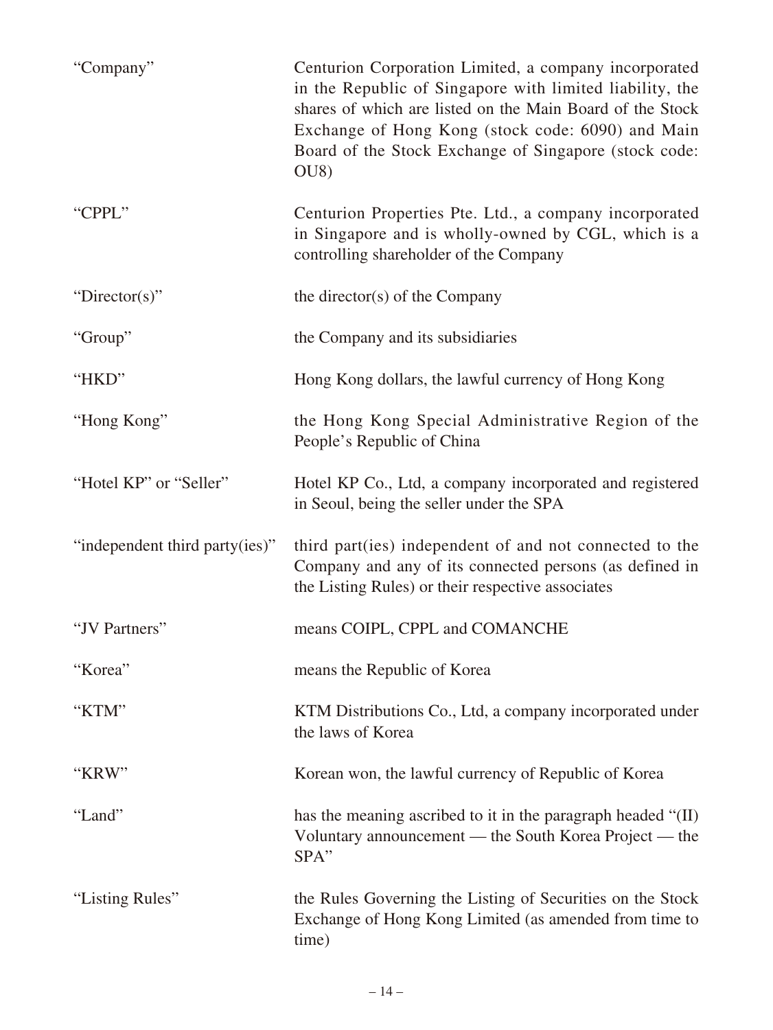| | |
|---|---|
| "Company" | Centurion Corporation Limited, a company incorporated in the Republic of Singapore with limited liability, the shares of which are listed on the Main Board of the Stock Exchange of Hong Kong (stock code: 6090) and Main Board of the Stock Exchange of Singapore (stock code: OU8) |
| "CPPL" | Centurion Properties Pte. Ltd., a company incorporated in Singapore and is wholly-owned by CGL, which is a controlling shareholder of the Company |
| "Director(s)" | the director(s) of the Company |
| "Group" | the Company and its subsidiaries |
| "HKD" | Hong Kong dollars, the lawful currency of Hong Kong |
| "Hong Kong" | the Hong Kong Special Administrative Region of the People's Republic of China |
| "Hotel KP" or "Seller" | Hotel KP Co., Ltd, a company incorporated and registered in Seoul, being the seller under the SPA |
| "independent third party(ies)" | third part(ies) independent of and not connected to the Company and any of its connected persons (as defined in the Listing Rules) or their respective associates |
| "JV Partners" | means COIPL, CPPL and COMANCHE |
| "Korea" | means the Republic of Korea |
| "KTM" | KTM Distributions Co., Ltd, a company incorporated under the laws of Korea |
| "KRW" | Korean won, the lawful currency of Republic of Korea |
| "Land" | has the meaning ascribed to it in the paragraph headed "(II) Voluntary announcement — the South Korea Project — the SPA" |
| "Listing Rules" | the Rules Governing the Listing of Securities on the Stock Exchange of Hong Kong Limited (as amended from time to time) |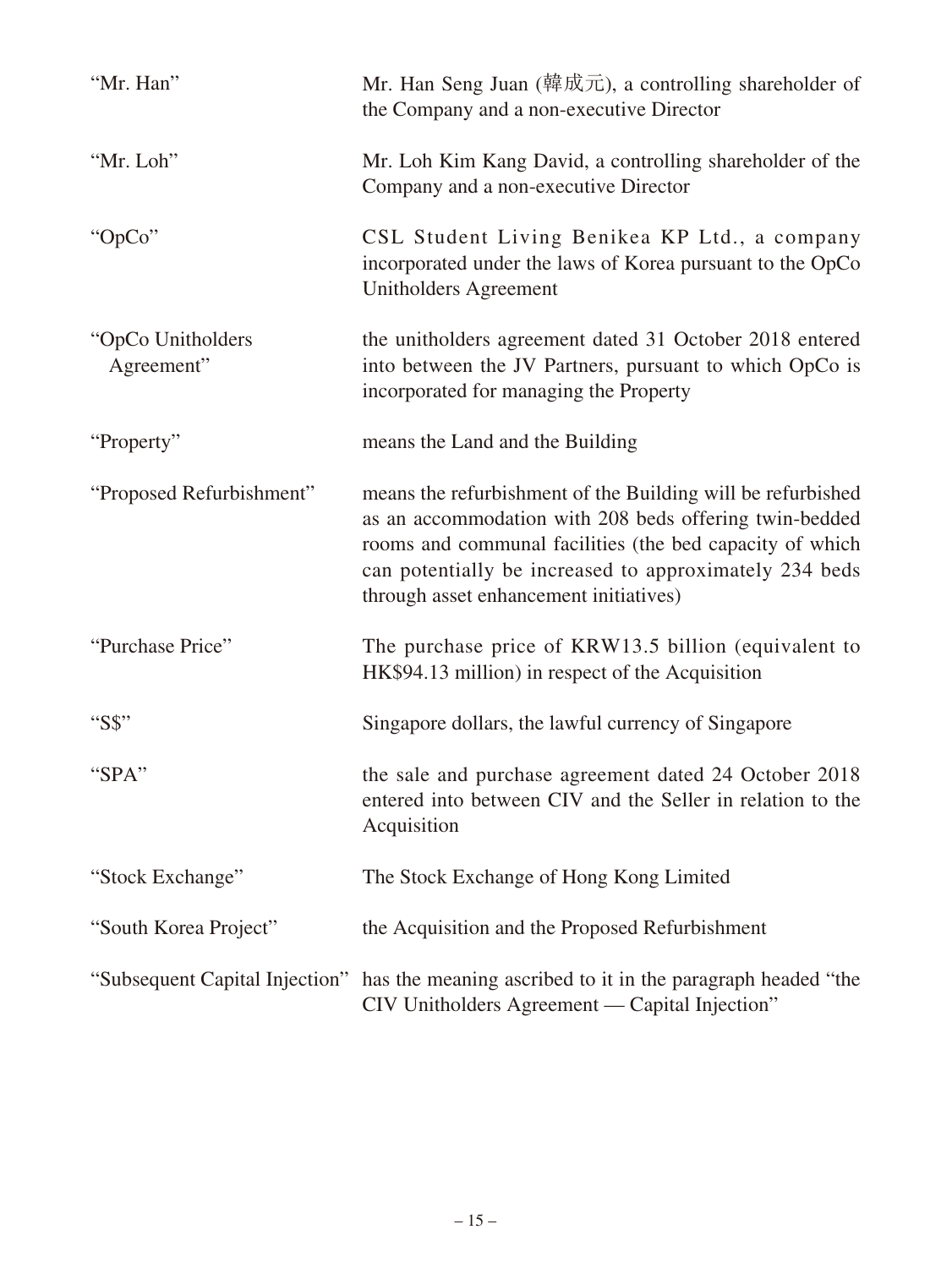| | |
|---|---|
| "Mr. Han" | Mr. Han Seng Juan (韓成元), a controlling shareholder of the Company and a non-executive Director |
| "Mr. Loh" | Mr. Loh Kim Kang David, a controlling shareholder of the Company and a non-executive Director |
| "OpCo" | CSL Student Living Benikea KP Ltd., a company incorporated under the laws of Korea pursuant to the OpCo Unitholders Agreement |
| "OpCo Unitholders Agreement" | the unitholders agreement dated 31 October 2018 entered into between the JV Partners, pursuant to which OpCo is incorporated for managing the Property |
| "Property" | means the Land and the Building |
| "Proposed Refurbishment" | means the refurbishment of the Building will be refurbished as an accommodation with 208 beds offering twin-bedded rooms and communal facilities (the bed capacity of which can potentially be increased to approximately 234 beds through asset enhancement initiatives) |
| "Purchase Price" | The purchase price of KRW13.5 billion (equivalent to HK$94.13 million) in respect of the Acquisition |
| "S$" | Singapore dollars, the lawful currency of Singapore |
| "SPA" | the sale and purchase agreement dated 24 October 2018 entered into between CIV and the Seller in relation to the Acquisition |
| "Stock Exchange" | The Stock Exchange of Hong Kong Limited |
| "South Korea Project" | the Acquisition and the Proposed Refurbishment |
| "Subsequent Capital Injection" | has the meaning ascribed to it in the paragraph headed "the CIV Unitholders Agreement — Capital Injection" |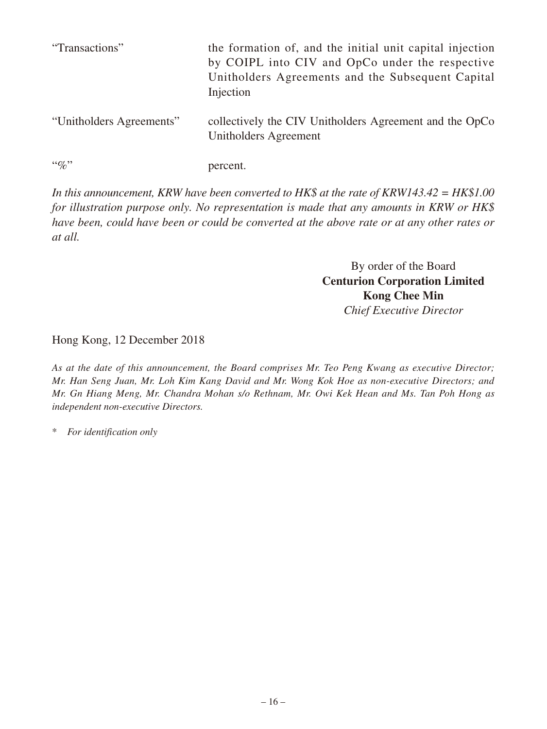| | |
|---|---|
| "Transactions" | the formation of, and the initial unit capital injection by COIPL into CIV and OpCo under the respective Unitholders Agreements and the Subsequent Capital Injection |
| "Unitholders Agreements" | collectively the CIV Unitholders Agreement and the OpCo Unitholders Agreement |
| "%" | percent. |

*In this announcement, KRW have been converted to HK$ at the rate of KRW143.42 = HK$1.00 for illustration purpose only. No representation is made that any amounts in KRW or HK$ have been, could have been or could be converted at the above rate or at any other rates or at all.*

By order of the Board
**Centurion Corporation Limited**
**Kong Chee Min**
*Chief Executive Director*

Hong Kong, 12 December 2018

*As at the date of this announcement, the Board comprises Mr. Teo Peng Kwang as executive Director; Mr. Han Seng Juan, Mr. Loh Kim Kang David and Mr. Wong Kok Hoe as non-executive Directors; and Mr. Gn Hiang Meng, Mr. Chandra Mohan s/o Rethnam, Mr. Owi Kek Hean and Ms. Tan Poh Hong as independent non-executive Directors.*

\* *For identification only*